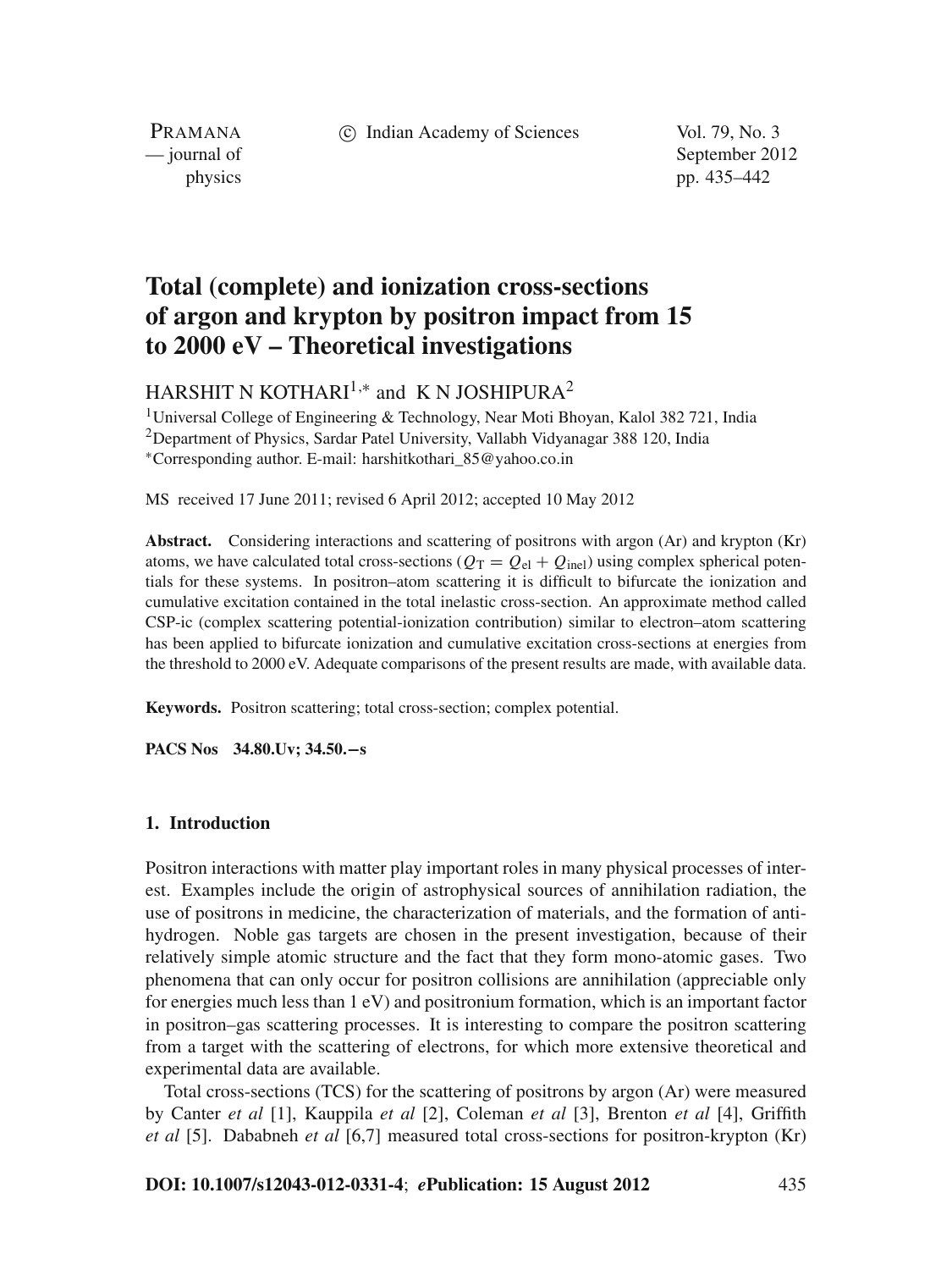# Total (complete) and ionization cross-sections of argon and krypton by positron impact from 15 to 2000 eV – Theoretical investigations

HARSHIT N KOTHARI[1,*] and K N JOSHIPURA[2]

[1]Universal College of Engineering & Technology, Near Moti Bhoyan, Kalol 382 721, India
[2]Department of Physics, Sardar Patel University, Vallabh Vidyanagar 388 120, India
[*]Corresponding author. E-mail: harshitkothari_85@yahoo.co.in

MS received 17 June 2011; revised 6 April 2012; accepted 10 May 2012

**Abstract.** Considering interactions and scattering of positrons with argon (Ar) and krypton (Kr) atoms, we have calculated total cross-sections ($Q_T = Q_{el} + Q_{inel}$) using complex spherical potentials for these systems. In positron–atom scattering it is difficult to bifurcate the ionization and cumulative excitation contained in the total inelastic cross-section. An approximate method called CSP-ic (complex scattering potential-ionization contribution) similar to electron–atom scattering has been applied to bifurcate ionization and cumulative excitation cross-sections at energies from the threshold to 2000 eV. Adequate comparisons of the present results are made, with available data.

**Keywords.** Positron scattering; total cross-section; complex potential.

**PACS Nos** 34.80.Uv; 34.50.−s

## 1. Introduction

Positron interactions with matter play important roles in many physical processes of interest. Examples include the origin of astrophysical sources of annihilation radiation, the use of positrons in medicine, the characterization of materials, and the formation of antihydrogen. Noble gas targets are chosen in the present investigation, because of their relatively simple atomic structure and the fact that they form mono-atomic gases. Two phenomena that can only occur for positron collisions are annihilation (appreciable only for energies much less than 1 eV) and positronium formation, which is an important factor in positron–gas scattering processes. It is interesting to compare the positron scattering from a target with the scattering of electrons, for which more extensive theoretical and experimental data are available.

Total cross-sections (TCS) for the scattering of positrons by argon (Ar) were measured by Canter *et al* [1], Kauppila *et al* [2], Coleman *et al* [3], Brenton *et al* [4], Griffith *et al* [5]. Dababneh *et al* [6,7] measured total cross-sections for positron-krypton (Kr)

**DOI: 10.1007/s12043-012-0331-4**; ***e*Publication: 15 August 2012**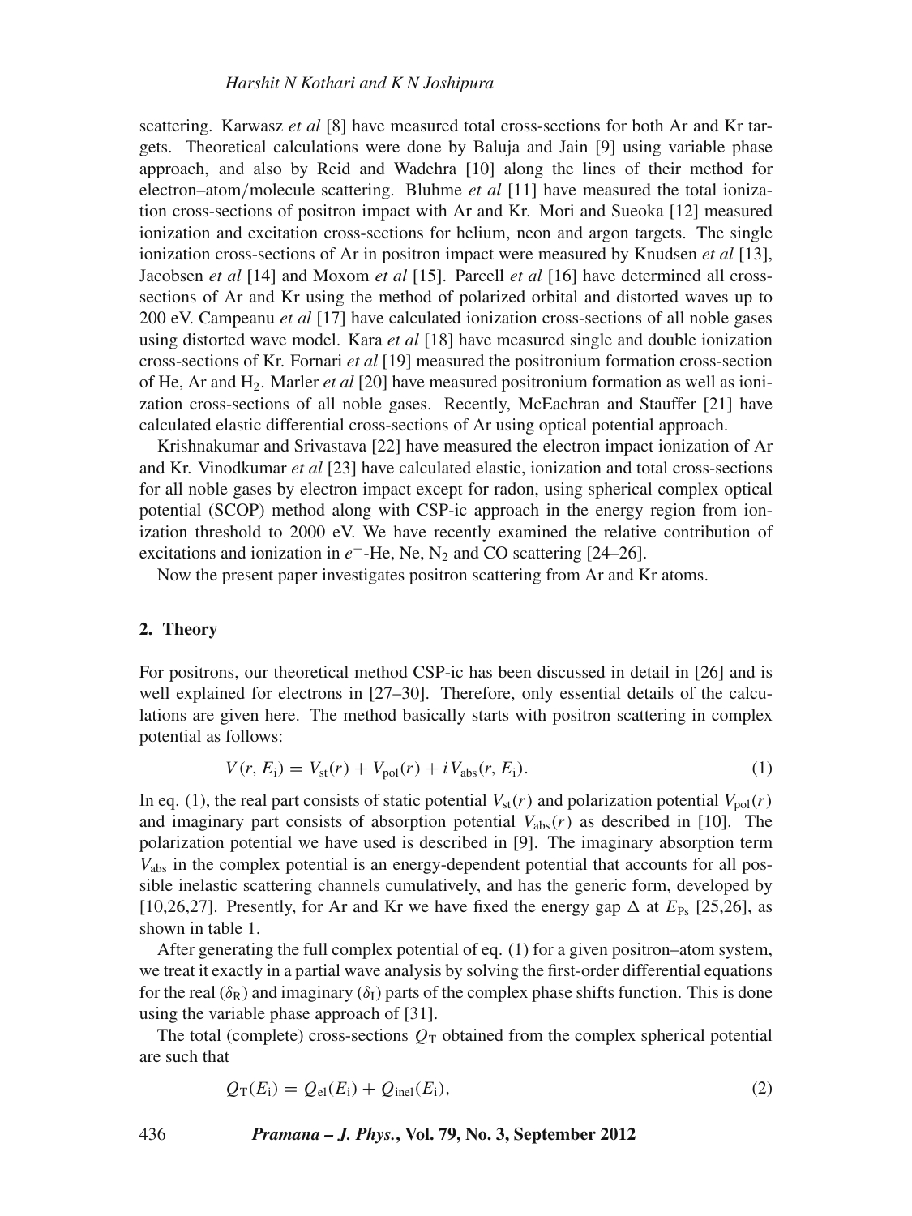scattering. Karwasz *et al* [8] have measured total cross-sections for both Ar and Kr targets. Theoretical calculations were done by Baluja and Jain [9] using variable phase approach, and also by Reid and Wadehra [10] along the lines of their method for electron–atom/molecule scattering. Bluhme *et al* [11] have measured the total ionization cross-sections of positron impact with Ar and Kr. Mori and Sueoka [12] measured ionization and excitation cross-sections for helium, neon and argon targets. The single ionization cross-sections of Ar in positron impact were measured by Knudsen *et al* [13], Jacobsen *et al* [14] and Moxom *et al* [15]. Parcell *et al* [16] have determined all cross-sections of Ar and Kr using the method of polarized orbital and distorted waves up to 200 eV. Campeanu *et al* [17] have calculated ionization cross-sections of all noble gases using distorted wave model. Kara *et al* [18] have measured single and double ionization cross-sections of Kr. Fornari *et al* [19] measured the positronium formation cross-section of He, Ar and $H_2$. Marler *et al* [20] have measured positronium formation as well as ionization cross-sections of all noble gases. Recently, McEachran and Stauffer [21] have calculated elastic differential cross-sections of Ar using optical potential approach.

Krishnakumar and Srivastava [22] have measured the electron impact ionization of Ar and Kr. Vinodkumar *et al* [23] have calculated elastic, ionization and total cross-sections for all noble gases by electron impact except for radon, using spherical complex optical potential (SCOP) method along with CSP-ic approach in the energy region from ionization threshold to 2000 eV. We have recently examined the relative contribution of excitations and ionization in $e^+$-He, Ne, $N_2$ and CO scattering [24–26].

Now the present paper investigates positron scattering from Ar and Kr atoms.

## 2. Theory

For positrons, our theoretical method CSP-ic has been discussed in detail in [26] and is well explained for electrons in [27–30]. Therefore, only essential details of the calculations are given here. The method basically starts with positron scattering in complex potential as follows:

$$V(r, E_i) = V_{st}(r) + V_{pol}(r) + iV_{abs}(r, E_i). \tag{1}$$

In eq. (1), the real part consists of static potential $V_{st}(r)$ and polarization potential $V_{pol}(r)$ and imaginary part consists of absorption potential $V_{abs}(r)$ as described in [10]. The polarization potential we have used is described in [9]. The imaginary absorption term $V_{abs}$ in the complex potential is an energy-dependent potential that accounts for all possible inelastic scattering channels cumulatively, and has the generic form, developed by [10,26,27]. Presently, for Ar and Kr we have fixed the energy gap $\Delta$ at $E_{Ps}$ [25,26], as shown in table 1.

After generating the full complex potential of eq. (1) for a given positron–atom system, we treat it exactly in a partial wave analysis by solving the first-order differential equations for the real ($\delta_R$) and imaginary ($\delta_I$) parts of the complex phase shifts function. This is done using the variable phase approach of [31].

The total (complete) cross-sections $Q_T$ obtained from the complex spherical potential are such that

$$Q_T(E_i) = Q_{el}(E_i) + Q_{inel}(E_i), \tag{2}$$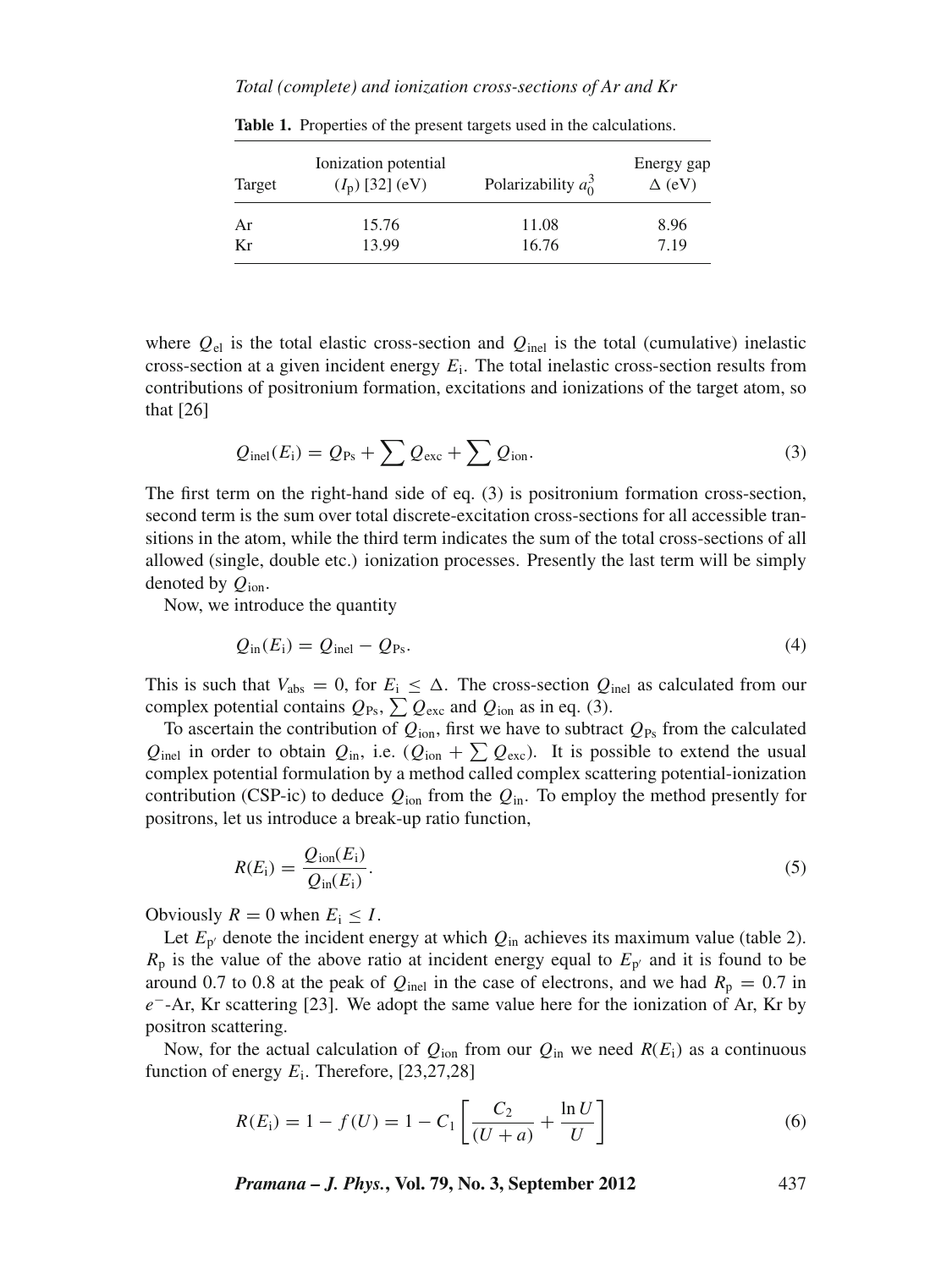**Table 1.** Properties of the present targets used in the calculations.

| Target | Ionization potential ($I_p$) [32] (eV) | Polarizability $a_0^3$ | Energy gap $\Delta$ (eV) |
|---|---|---|---|
| Ar | 15.76 | 11.08 | 8.96 |
| Kr | 13.99 | 16.76 | 7.19 |

where $Q_{el}$ is the total elastic cross-section and $Q_{inel}$ is the total (cumulative) inelastic cross-section at a given incident energy $E_i$. The total inelastic cross-section results from contributions of positronium formation, excitations and ionizations of the target atom, so that [26]

$$Q_{inel}(E_i) = Q_{Ps} + \sum Q_{exc} + \sum Q_{ion}. \tag{3}$$

The first term on the right-hand side of eq. (3) is positronium formation cross-section, second term is the sum over total discrete-excitation cross-sections for all accessible transitions in the atom, while the third term indicates the sum of the total cross-sections of all allowed (single, double etc.) ionization processes. Presently the last term will be simply denoted by $Q_{ion}$.

Now, we introduce the quantity

$$Q_{in}(E_i) = Q_{inel} - Q_{Ps}. \tag{4}$$

This is such that $V_{abs} = 0$, for $E_i \leq \Delta$. The cross-section $Q_{inel}$ as calculated from our complex potential contains $Q_{Ps}$, $\sum Q_{exc}$ and $Q_{ion}$ as in eq. (3).

To ascertain the contribution of $Q_{ion}$, first we have to subtract $Q_{Ps}$ from the calculated $Q_{inel}$ in order to obtain $Q_{in}$, i.e. ($Q_{ion} + \sum Q_{exc}$). It is possible to extend the usual complex potential formulation by a method called complex scattering potential-ionization contribution (CSP-ic) to deduce $Q_{ion}$ from the $Q_{in}$. To employ the method presently for positrons, let us introduce a break-up ratio function,

$$R(E_i) = \frac{Q_{ion}(E_i)}{Q_{in}(E_i)}. \tag{5}$$

Obviously $R = 0$ when $E_i \leq I$.

Let $E_{p'}$ denote the incident energy at which $Q_{in}$ achieves its maximum value (table 2). $R_p$ is the value of the above ratio at incident energy equal to $E_{p'}$ and it is found to be around 0.7 to 0.8 at the peak of $Q_{inel}$ in the case of electrons, and we had $R_p = 0.7$ in $e^-$-Ar, Kr scattering [23]. We adopt the same value here for the ionization of Ar, Kr by positron scattering.

Now, for the actual calculation of $Q_{ion}$ from our $Q_{in}$ we need $R(E_i)$ as a continuous function of energy $E_i$. Therefore, [23,27,28]

$$R(E_i) = 1 - f(U) = 1 - C_1 \left[ \frac{C_2}{(U + a)} + \frac{\ln U}{U} \right] \tag{6}$$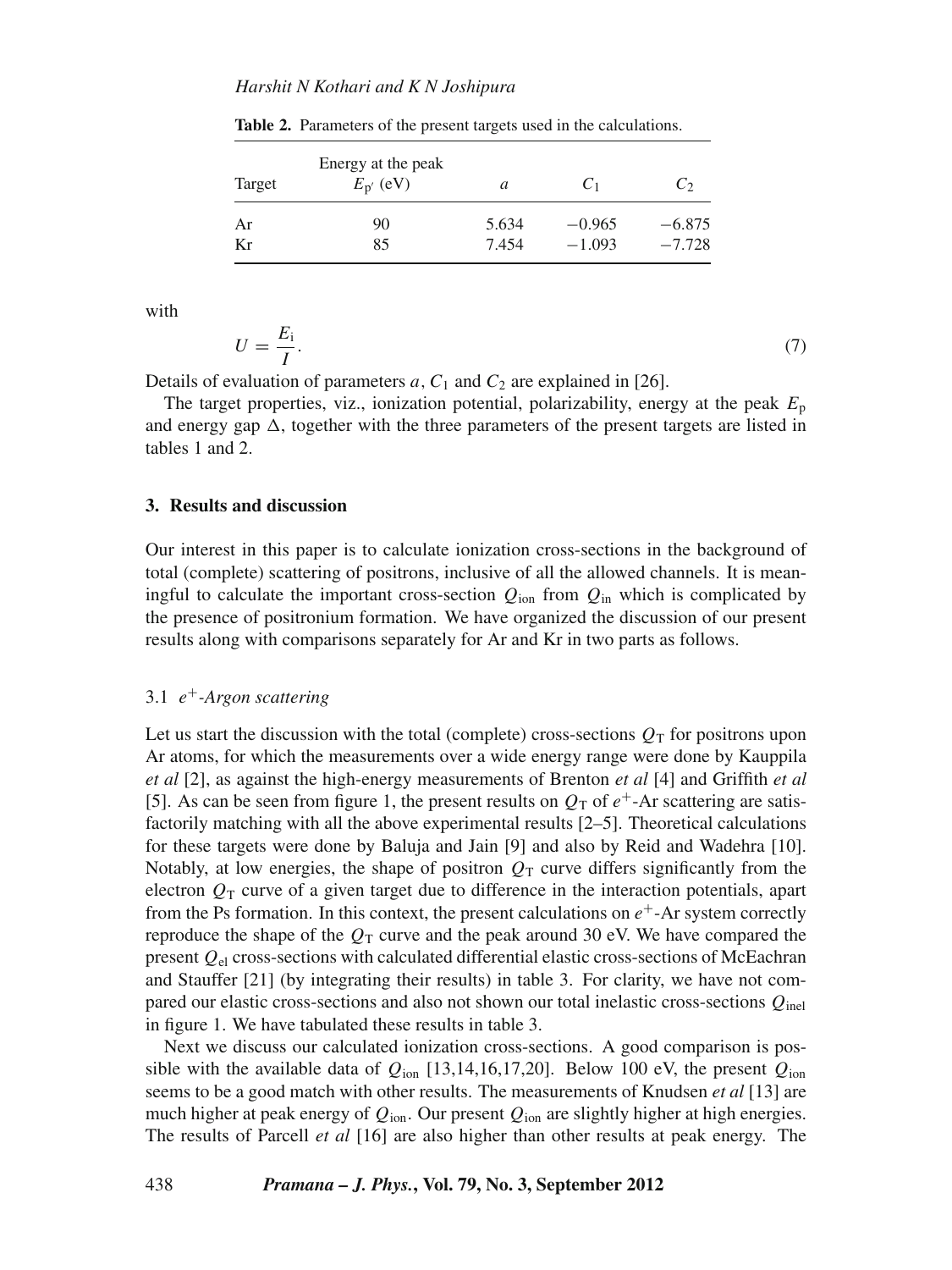**Table 2.** Parameters of the present targets used in the calculations.

| Target | Energy at the peak $E_{p'}$ (eV) | $a$ | $C_1$ | $C_2$ |
|---|---|---|---|---|
| Ar | 90 | 5.634 | −0.965 | −6.875 |
| Kr | 85 | 7.454 | −1.093 | −7.728 |

with

$$U = \frac{E_i}{I}. \tag{7}$$

Details of evaluation of parameters $a$, $C_1$ and $C_2$ are explained in [26].

The target properties, viz., ionization potential, polarizability, energy at the peak $E_p$ and energy gap $\Delta$, together with the three parameters of the present targets are listed in tables 1 and 2.

### 3. Results and discussion

Our interest in this paper is to calculate ionization cross-sections in the background of total (complete) scattering of positrons, inclusive of all the allowed channels. It is meaningful to calculate the important cross-section $Q_{ion}$ from $Q_{in}$ which is complicated by the presence of positronium formation. We have organized the discussion of our present results along with comparisons separately for Ar and Kr in two parts as follows.

#### 3.1 *$e^+$-Argon scattering*

Let us start the discussion with the total (complete) cross-sections $Q_T$ for positrons upon Ar atoms, for which the measurements over a wide energy range were done by Kauppila *et al* [2], as against the high-energy measurements of Brenton *et al* [4] and Griffith *et al* [5]. As can be seen from figure 1, the present results on $Q_T$ of $e^+$-Ar scattering are satisfactorily matching with all the above experimental results [2–5]. Theoretical calculations for these targets were done by Baluja and Jain [9] and also by Reid and Wadehra [10]. Notably, at low energies, the shape of positron $Q_T$ curve differs significantly from the electron $Q_T$ curve of a given target due to difference in the interaction potentials, apart from the Ps formation. In this context, the present calculations on $e^+$-Ar system correctly reproduce the shape of the $Q_T$ curve and the peak around 30 eV. We have compared the present $Q_{el}$ cross-sections with calculated differential elastic cross-sections of McEachran and Stauffer [21] (by integrating their results) in table 3. For clarity, we have not compared our elastic cross-sections and also not shown our total inelastic cross-sections $Q_{inel}$ in figure 1. We have tabulated these results in table 3.

Next we discuss our calculated ionization cross-sections. A good comparison is possible with the available data of $Q_{ion}$ [13,14,16,17,20]. Below 100 eV, the present $Q_{ion}$ seems to be a good match with other results. The measurements of Knudsen *et al* [13] are much higher at peak energy of $Q_{ion}$. Our present $Q_{ion}$ are slightly higher at high energies. The results of Parcell *et al* [16] are also higher than other results at peak energy. The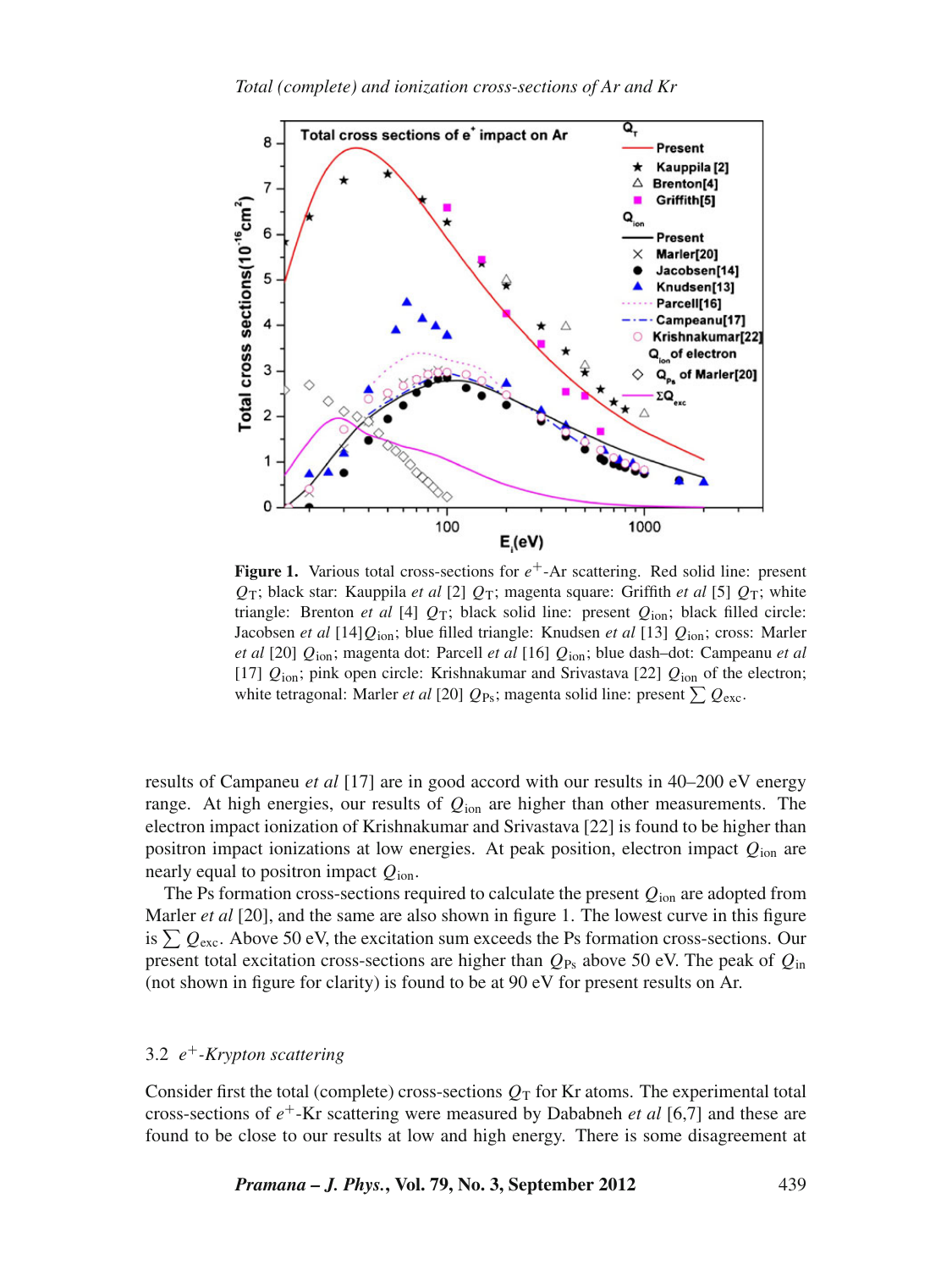Figure 1. Various total cross-sections for $e^+$-Ar scattering. Red solid line: present $Q_T$; black star: Kauppila *et al* [2] $Q_T$; magenta square: Griffith *et al* [5] $Q_T$; white triangle: Brenton *et al* [4] $Q_T$; black solid line: present $Q_{ion}$; black filled circle: Jacobsen *et al* [14]$Q_{ion}$; blue filled triangle: Knudsen *et al* [13] $Q_{ion}$; cross: Marler *et al* [20] $Q_{ion}$; magenta dot: Parcell *et al* [16] $Q_{ion}$; blue dash–dot: Campeanu *et al* [17] $Q_{ion}$; pink open circle: Krishnakumar and Srivastava [22] $Q_{ion}$ of the electron; white tetragonal: Marler *et al* [20] $Q_{Ps}$; magenta solid line: present $\sum Q_{exc}$.

results of Campaneu *et al* [17] are in good accord with our results in 40–200 eV energy range. At high energies, our results of $Q_{ion}$ are higher than other measurements. The electron impact ionization of Krishnakumar and Srivastava [22] is found to be higher than positron impact ionizations at low energies. At peak position, electron impact $Q_{ion}$ are nearly equal to positron impact $Q_{ion}$.

The Ps formation cross-sections required to calculate the present $Q_{ion}$ are adopted from Marler *et al* [20], and the same are also shown in figure 1. The lowest curve in this figure is $\sum Q_{exc}$. Above 50 eV, the excitation sum exceeds the Ps formation cross-sections. Our present total excitation cross-sections are higher than $Q_{Ps}$ above 50 eV. The peak of $Q_{in}$ (not shown in figure for clarity) is found to be at 90 eV for present results on Ar.

### 3.2 $e^+$-Krypton scattering

Consider first the total (complete) cross-sections $Q_T$ for Kr atoms. The experimental total cross-sections of $e^+$-Kr scattering were measured by Dababneh *et al* [6,7] and these are found to be close to our results at low and high energy. There is some disagreement at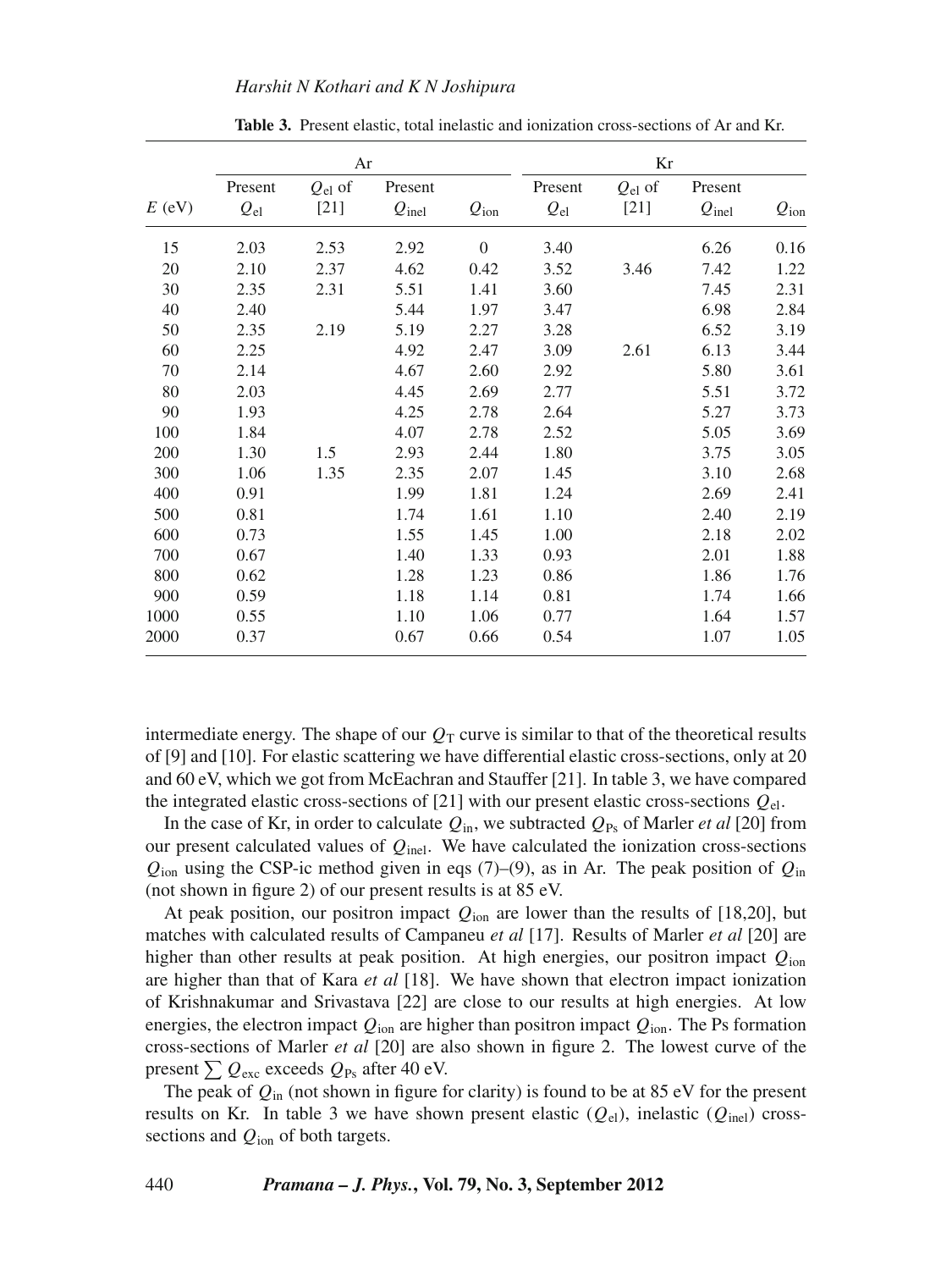**Table 3.** Present elastic, total inelastic and ionization cross-sections of Ar and Kr.

| | Ar | | | | Kr | | | |
|---|---|---|---|---|---|---|---|---|
| $E$ (eV) | Present $Q_{\mathrm{el}}$ | $Q_{\mathrm{el}}$ of [21] | Present $Q_{\mathrm{inel}}$ | $Q_{\mathrm{ion}}$ | Present $Q_{\mathrm{el}}$ | $Q_{\mathrm{el}}$ of [21] | Present $Q_{\mathrm{inel}}$ | $Q_{\mathrm{ion}}$ |
| 15 | 2.03 | 2.53 | 2.92 | 0 | 3.40 | | 6.26 | 0.16 |
| 20 | 2.10 | 2.37 | 4.62 | 0.42 | 3.52 | 3.46 | 7.42 | 1.22 |
| 30 | 2.35 | 2.31 | 5.51 | 1.41 | 3.60 | | 7.45 | 2.31 |
| 40 | 2.40 | | 5.44 | 1.97 | 3.47 | | 6.98 | 2.84 |
| 50 | 2.35 | 2.19 | 5.19 | 2.27 | 3.28 | | 6.52 | 3.19 |
| 60 | 2.25 | | 4.92 | 2.47 | 3.09 | 2.61 | 6.13 | 3.44 |
| 70 | 2.14 | | 4.67 | 2.60 | 2.92 | | 5.80 | 3.61 |
| 80 | 2.03 | | 4.45 | 2.69 | 2.77 | | 5.51 | 3.72 |
| 90 | 1.93 | | 4.25 | 2.78 | 2.64 | | 5.27 | 3.73 |
| 100 | 1.84 | | 4.07 | 2.78 | 2.52 | | 5.05 | 3.69 |
| 200 | 1.30 | 1.5 | 2.93 | 2.44 | 1.80 | | 3.75 | 3.05 |
| 300 | 1.06 | 1.35 | 2.35 | 2.07 | 1.45 | | 3.10 | 2.68 |
| 400 | 0.91 | | 1.99 | 1.81 | 1.24 | | 2.69 | 2.41 |
| 500 | 0.81 | | 1.74 | 1.61 | 1.10 | | 2.40 | 2.19 |
| 600 | 0.73 | | 1.55 | 1.45 | 1.00 | | 2.18 | 2.02 |
| 700 | 0.67 | | 1.40 | 1.33 | 0.93 | | 2.01 | 1.88 |
| 800 | 0.62 | | 1.28 | 1.23 | 0.86 | | 1.86 | 1.76 |
| 900 | 0.59 | | 1.18 | 1.14 | 0.81 | | 1.74 | 1.66 |
| 1000 | 0.55 | | 1.10 | 1.06 | 0.77 | | 1.64 | 1.57 |
| 2000 | 0.37 | | 0.67 | 0.66 | 0.54 | | 1.07 | 1.05 |

intermediate energy. The shape of our $Q_{\mathrm{T}}$ curve is similar to that of the theoretical results of [9] and [10]. For elastic scattering we have differential elastic cross-sections, only at 20 and 60 eV, which we got from McEachran and Stauffer [21]. In table 3, we have compared the integrated elastic cross-sections of [21] with our present elastic cross-sections $Q_{\mathrm{el}}$.

In the case of Kr, in order to calculate $Q_{\mathrm{in}}$, we subtracted $Q_{\mathrm{Ps}}$ of Marler *et al* [20] from our present calculated values of $Q_{\mathrm{inel}}$. We have calculated the ionization cross-sections $Q_{\mathrm{ion}}$ using the CSP-ic method given in eqs (7)–(9), as in Ar. The peak position of $Q_{\mathrm{in}}$ (not shown in figure 2) of our present results is at 85 eV.

At peak position, our positron impact $Q_{\mathrm{ion}}$ are lower than the results of [18,20], but matches with calculated results of Campaneu *et al* [17]. Results of Marler *et al* [20] are higher than other results at peak position. At high energies, our positron impact $Q_{\mathrm{ion}}$ are higher than that of Kara *et al* [18]. We have shown that electron impact ionization of Krishnakumar and Srivastava [22] are close to our results at high energies. At low energies, the electron impact $Q_{\mathrm{ion}}$ are higher than positron impact $Q_{\mathrm{ion}}$. The Ps formation cross-sections of Marler *et al* [20] are also shown in figure 2. The lowest curve of the present $\sum Q_{\mathrm{exc}}$ exceeds $Q_{\mathrm{Ps}}$ after 40 eV.

The peak of $Q_{\mathrm{in}}$ (not shown in figure for clarity) is found to be at 85 eV for the present results on Kr. In table 3 we have shown present elastic ($Q_{\mathrm{el}}$), inelastic ($Q_{\mathrm{inel}}$) cross-sections and $Q_{\mathrm{ion}}$ of both targets.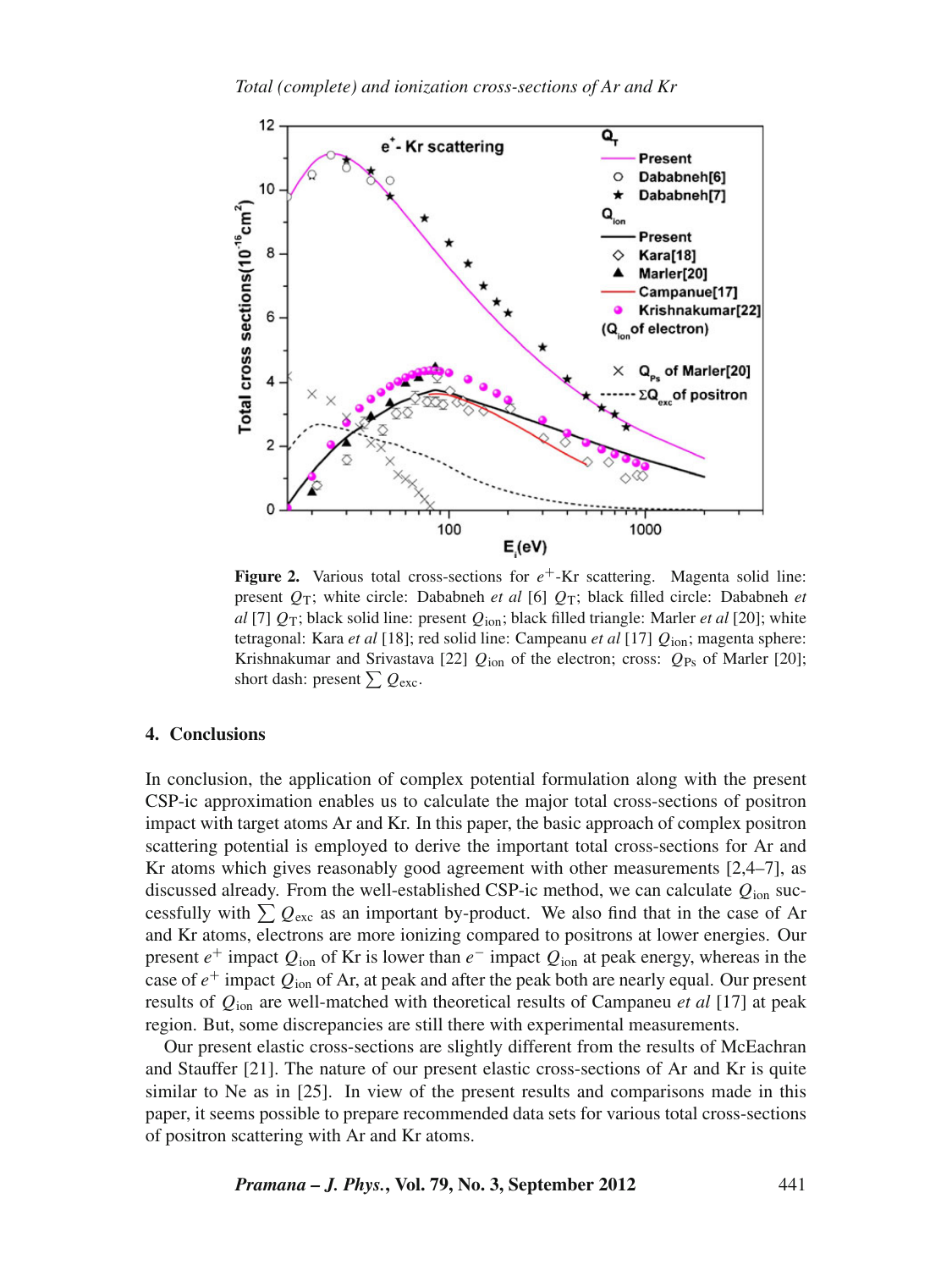**Figure 2.** Various total cross-sections for $e^+$-Kr scattering. Magenta solid line: present $Q_T$; white circle: Dababneh *et al* [6] $Q_T$; black filled circle: Dababneh *et al* [7] $Q_T$; black solid line: present $Q_{ion}$; black filled triangle: Marler *et al* [20]; white tetragonal: Kara *et al* [18]; red solid line: Campeanu *et al* [17] $Q_{ion}$; magenta sphere: Krishnakumar and Srivastava [22] $Q_{ion}$ of the electron; cross: $Q_{Ps}$ of Marler [20]; short dash: present $\sum Q_{exc}$.

## 4. Conclusions

In conclusion, the application of complex potential formulation along with the present CSP-ic approximation enables us to calculate the major total cross-sections of positron impact with target atoms Ar and Kr. In this paper, the basic approach of complex positron scattering potential is employed to derive the important total cross-sections for Ar and Kr atoms which gives reasonably good agreement with other measurements [2,4–7], as discussed already. From the well-established CSP-ic method, we can calculate $Q_{ion}$ successfully with $\sum Q_{exc}$ as an important by-product. We also find that in the case of Ar and Kr atoms, electrons are more ionizing compared to positrons at lower energies. Our present $e^+$ impact $Q_{ion}$ of Kr is lower than $e^-$ impact $Q_{ion}$ at peak energy, whereas in the case of $e^+$ impact $Q_{ion}$ of Ar, at peak and after the peak both are nearly equal. Our present results of $Q_{ion}$ are well-matched with theoretical results of Campaneu *et al* [17] at peak region. But, some discrepancies are still there with experimental measurements.

Our present elastic cross-sections are slightly different from the results of McEachran and Stauffer [21]. The nature of our present elastic cross-sections of Ar and Kr is quite similar to Ne as in [25]. In view of the present results and comparisons made in this paper, it seems possible to prepare recommended data sets for various total cross-sections of positron scattering with Ar and Kr atoms.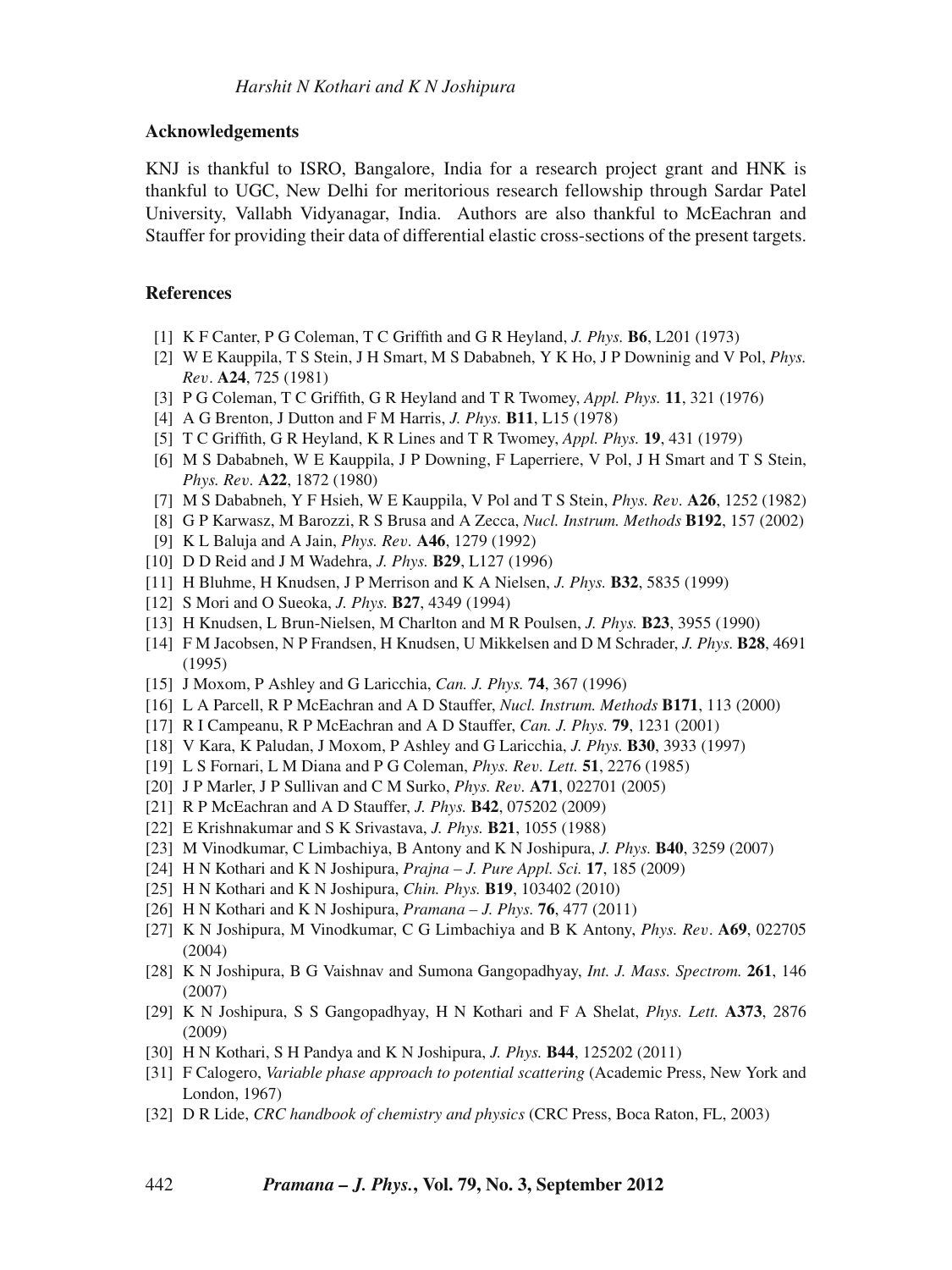## Acknowledgements

KNJ is thankful to ISRO, Bangalore, India for a research project grant and HNK is thankful to UGC, New Delhi for meritorious research fellowship through Sardar Patel University, Vallabh Vidyanagar, India. Authors are also thankful to McEachran and Stauffer for providing their data of differential elastic cross-sections of the present targets.

## References

[1] K F Canter, P G Coleman, T C Griffith and G R Heyland, *J. Phys.* **B6**, L201 (1973)

[2] W E Kauppila, T S Stein, J H Smart, M S Dababneh, Y K Ho, J P Downinig and V Pol, *Phys. Rev.* **A24**, 725 (1981)

[3] P G Coleman, T C Griffith, G R Heyland and T R Twomey, *Appl. Phys.* **11**, 321 (1976)

[4] A G Brenton, J Dutton and F M Harris, *J. Phys.* **B11**, L15 (1978)

[5] T C Griffith, G R Heyland, K R Lines and T R Twomey, *Appl. Phys.* **19**, 431 (1979)

[6] M S Dababneh, W E Kauppila, J P Downing, F Laperriere, V Pol, J H Smart and T S Stein, *Phys. Rev.* **A22**, 1872 (1980)

[7] M S Dababneh, Y F Hsieh, W E Kauppila, V Pol and T S Stein, *Phys. Rev.* **A26**, 1252 (1982)

[8] G P Karwasz, M Barozzi, R S Brusa and A Zecca, *Nucl. Instrum. Methods* **B192**, 157 (2002)

[9] K L Baluja and A Jain, *Phys. Rev.* **A46**, 1279 (1992)

[10] D D Reid and J M Wadehra, *J. Phys.* **B29**, L127 (1996)

[11] H Bluhme, H Knudsen, J P Merrison and K A Nielsen, *J. Phys.* **B32**, 5835 (1999)

[12] S Mori and O Sueoka, *J. Phys.* **B27**, 4349 (1994)

[13] H Knudsen, L Brun-Nielsen, M Charlton and M R Poulsen, *J. Phys.* **B23**, 3955 (1990)

[14] F M Jacobsen, N P Frandsen, H Knudsen, U Mikkelsen and D M Schrader, *J. Phys.* **B28**, 4691 (1995)

[15] J Moxom, P Ashley and G Laricchia, *Can. J. Phys.* **74**, 367 (1996)

[16] L A Parcell, R P McEachran and A D Stauffer, *Nucl. Instrum. Methods* **B171**, 113 (2000)

[17] R I Campeanu, R P McEachran and A D Stauffer, *Can. J. Phys.* **79**, 1231 (2001)

[18] V Kara, K Paludan, J Moxom, P Ashley and G Laricchia, *J. Phys.* **B30**, 3933 (1997)

[19] L S Fornari, L M Diana and P G Coleman, *Phys. Rev. Lett.* **51**, 2276 (1985)

[20] J P Marler, J P Sullivan and C M Surko, *Phys. Rev.* **A71**, 022701 (2005)

[21] R P McEachran and A D Stauffer, *J. Phys.* **B42**, 075202 (2009)

[22] E Krishnakumar and S K Srivastava, *J. Phys.* **B21**, 1055 (1988)

[23] M Vinodkumar, C Limbachiya, B Antony and K N Joshipura, *J. Phys.* **B40**, 3259 (2007)

[24] H N Kothari and K N Joshipura, *Prajna – J. Pure Appl. Sci.* **17**, 185 (2009)

[25] H N Kothari and K N Joshipura, *Chin. Phys.* **B19**, 103402 (2010)

[26] H N Kothari and K N Joshipura, *Pramana – J. Phys.* **76**, 477 (2011)

[27] K N Joshipura, M Vinodkumar, C G Limbachiya and B K Antony, *Phys. Rev.* **A69**, 022705 (2004)

[28] K N Joshipura, B G Vaishnav and Sumona Gangopadhyay, *Int. J. Mass. Spectrom.* **261**, 146 (2007)

[29] K N Joshipura, S S Gangopadhyay, H N Kothari and F A Shelat, *Phys. Lett.* **A373**, 2876 (2009)

[30] H N Kothari, S H Pandya and K N Joshipura, *J. Phys.* **B44**, 125202 (2011)

[31] F Calogero, *Variable phase approach to potential scattering* (Academic Press, New York and London, 1967)

[32] D R Lide, *CRC handbook of chemistry and physics* (CRC Press, Boca Raton, FL, 2003)